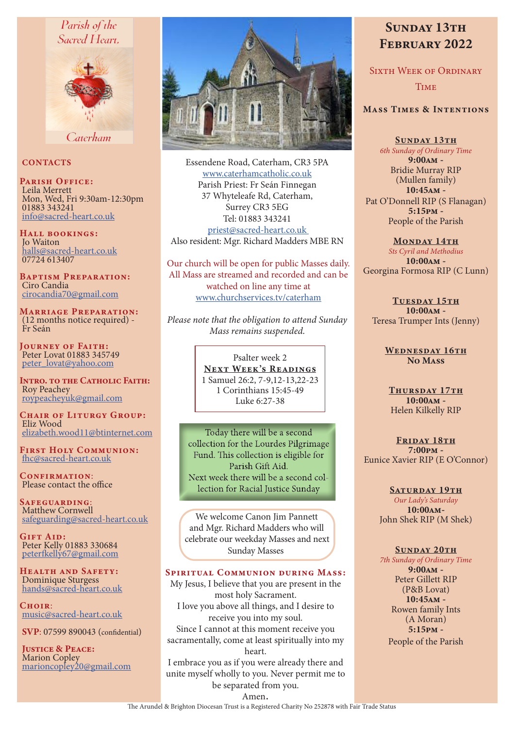Parish of the Sacred Heart, Caterham

## CONTACTS

**Parish Office:**
Leila Merrett
Mon, Wed, Fri 9:30am-12:30pm
01883 343241
info@sacred-heart.co.uk

**Hall bookings:**
Jo Waiton
halls@sacred-heart.co.uk
07724 613407

**Baptism Preparation:**
Ciro Candia
cirocandia70@gmail.com

**Marriage Preparation:**
(12 months notice required) - Fr Seán

**Journey of Faith:**
Peter Lovat 01883 345749
peter_lovat@yahoo.com

**Intro. to the Catholic Faith:**
Roy Peachey
roypeacheyuk@gmail.com

**Chair of Liturgy Group:**
Eliz Wood
elizabeth.wood11@btinternet.com

**First Holy Communion:**
fhc@sacred-heart.co.uk

**Confirmation:**
Please contact the office

**Safeguarding:**
Matthew Cornwell
safeguarding@sacred-heart.co.uk

**Gift Aid:**
Peter Kelly 01883 330684
peterfkelly67@gmail.com

**Health and Safety:**
Dominique Sturgess
hands@sacred-heart.co.uk

**Choir:**
music@sacred-heart.co.uk

**SVP**: 07599 890043 (confidential)

**Justice & Peace:**
Marion Copley
marioncopley20@gmail.com

Essendene Road, Caterham, CR3 5PA
www.caterhamcatholic.co.uk
Parish Priest: Fr Seán Finnegan
37 Whyteleafe Rd, Caterham,
Surrey CR3 5EG
Tel: 01883 343241
priest@sacred-heart.co.uk
Also resident: Mgr. Richard Madders MBE RN

Our church will be open for public Masses daily. All Mass are streamed and recorded and can be watched on line any time at www.churchservices.tv/caterham

*Please note that the obligation to attend Sunday Mass remains suspended.*

Psalter week 2

**Next Week's Readings**
1 Samuel 26:2, 7-9,12-13,22-23
1 Corinthians 15:45-49
Luke 6:27-38

Today there will be a second collection for the Lourdes Pilgrimage Fund. This collection is eligible for Parish Gift Aid.
Next week there will be a second collection for Racial Justice Sunday

We welcome Canon Jim Pannett and Mgr. Richard Madders who will celebrate our weekday Masses and next Sunday Masses

**Spiritual Communion during Mass:**
My Jesus, I believe that you are present in the most holy Sacrament.
I love you above all things, and I desire to receive you into my soul.
Since I cannot at this moment receive you sacramentally, come at least spiritually into my heart.
I embrace you as if you were already there and unite myself wholly to you. Never permit me to be separated from you.
Amen.

# Sunday 13th February 2022

## Sixth Week of Ordinary Time

### Mass Times & Intentions

**Sunday 13th**
*6th Sunday of Ordinary Time*
**9:00am** -
Bridie Murray RIP
(Mullen family)
**10:45am** -
Pat O'Donnell RIP (S Flanagan)
**5:15pm** -
People of the Parish

**Monday 14th**
*Sts Cyril and Methodius*
**10:00am** -
Georgina Formosa RIP (C Lunn)

**Tuesday 15th**
**10:00am** -
Teresa Trumper Ints (Jenny)

**Wednesday 16th**
**No Mass**

**Thursday 17th**
**10:00am** -
Helen Kilkelly RIP

**Friday 18th**
**7:00pm** -
Eunice Xavier RIP (E O'Connor)

**Saturday 19th**
*Our Lady's Saturday*
**10:00am**-
John Shek RIP (M Shek)

**Sunday 20th**
*7th Sunday of Ordinary Time*
**9:00am** -
Peter Gillett RIP
(P&B Lovat)
**10:45am** -
Rowen family Ints
(A Moran)
**5:15pm** -
People of the Parish

The Arundel & Brighton Diocesan Trust is a Registered Charity No 252878 with Fair Trade Status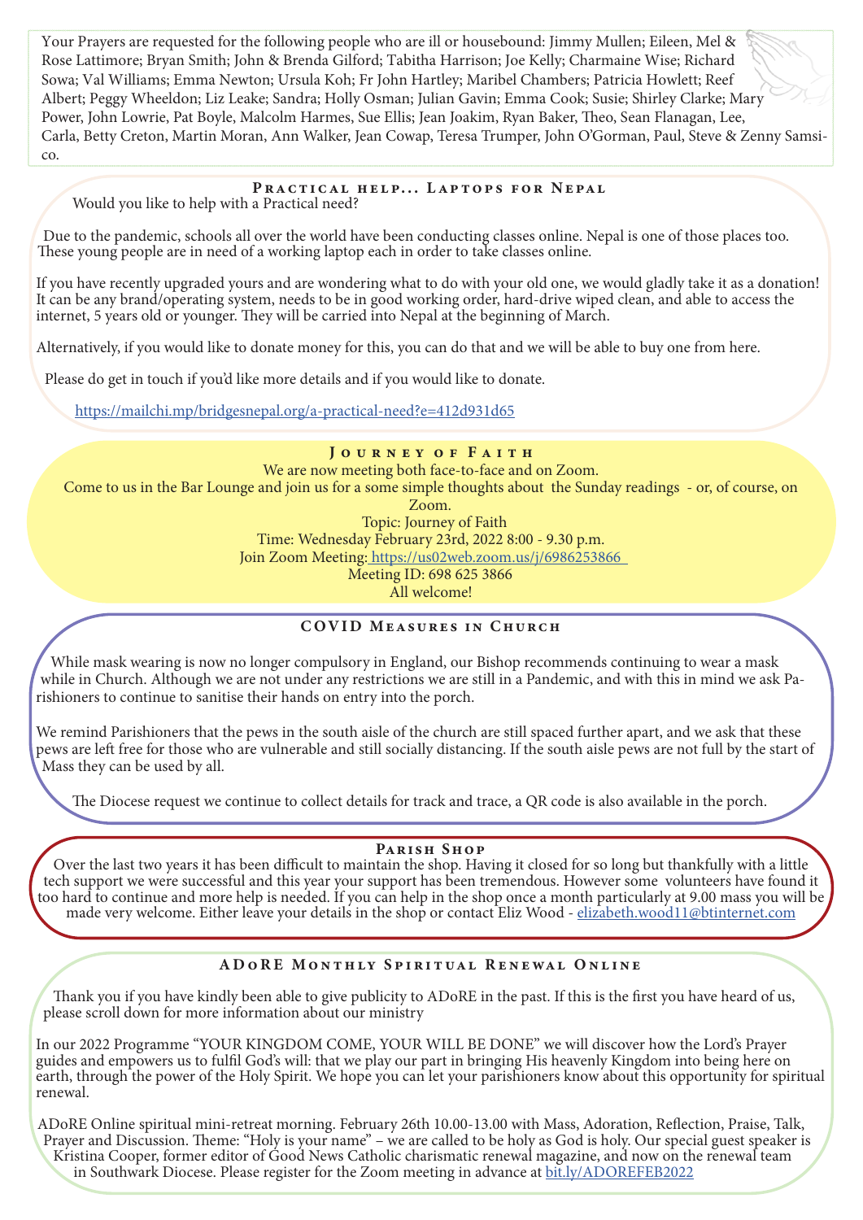Your Prayers are requested for the following people who are ill or housebound: Jimmy Mullen; Eileen, Mel & Rose Lattimore; Bryan Smith; John & Brenda Gilford; Tabitha Harrison; Joe Kelly; Charmaine Wise; Richard Sowa; Val Williams; Emma Newton; Ursula Koh; Fr John Hartley; Maribel Chambers; Patricia Howlett; Reef Albert; Peggy Wheeldon; Liz Leake; Sandra; Holly Osman; Julian Gavin; Emma Cook; Susie; Shirley Clarke; Mary Power, John Lowrie, Pat Boyle, Malcolm Harmes, Sue Ellis; Jean Joakim, Ryan Baker, Theo, Sean Flanagan, Lee, Carla, Betty Creton, Martin Moran, Ann Walker, Jean Cowap, Teresa Trumper, John O'Gorman, Paul, Steve & Zenny Samsico.

## Practical help... Laptops for Nepal

Would you like to help with a Practical need?

Due to the pandemic, schools all over the world have been conducting classes online. Nepal is one of those places too. These young people are in need of a working laptop each in order to take classes online.

If you have recently upgraded yours and are wondering what to do with your old one, we would gladly take it as a donation! It can be any brand/operating system, needs to be in good working order, hard-drive wiped clean, and able to access the internet, 5 years old or younger. They will be carried into Nepal at the beginning of March.

Alternatively, if you would like to donate money for this, you can do that and we will be able to buy one from here.

Please do get in touch if you'd like more details and if you would like to donate.

https://mailchi.mp/bridgesnepal.org/a-practical-need?e=412d931d65

## Journey of Faith

We are now meeting both face-to-face and on Zoom.
Come to us in the Bar Lounge and join us for a some simple thoughts about the Sunday readings - or, of course, on Zoom.
Topic: Journey of Faith
Time: Wednesday February 23rd, 2022 8:00 - 9.30 p.m.
Join Zoom Meeting: https://us02web.zoom.us/j/6986253866
Meeting ID: 698 625 3866
All welcome!

## COVID Measures in Church

While mask wearing is now no longer compulsory in England, our Bishop recommends continuing to wear a mask while in Church. Although we are not under any restrictions we are still in a Pandemic, and with this in mind we ask Parishioners to continue to sanitise their hands on entry into the porch.

We remind Parishioners that the pews in the south aisle of the church are still spaced further apart, and we ask that these pews are left free for those who are vulnerable and still socially distancing. If the south aisle pews are not full by the start of Mass they can be used by all.

The Diocese request we continue to collect details for track and trace, a QR code is also available in the porch.

## Parish Shop

Over the last two years it has been difficult to maintain the shop. Having it closed for so long but thankfully with a little tech support we were successful and this year your support has been tremendous. However some volunteers have found it too hard to continue and more help is needed. If you can help in the shop once a month particularly at 9.00 mass you will be made very welcome. Either leave your details in the shop or contact Eliz Wood - elizabeth.wood11@btinternet.com

## ADoRE Monthly Spiritual Renewal Online

Thank you if you have kindly been able to give publicity to ADoRE in the past. If this is the first you have heard of us, please scroll down for more information about our ministry

In our 2022 Programme "YOUR KINGDOM COME, YOUR WILL BE DONE" we will discover how the Lord's Prayer guides and empowers us to fulfil God's will: that we play our part in bringing His heavenly Kingdom into being here on earth, through the power of the Holy Spirit. We hope you can let your parishioners know about this opportunity for spiritual renewal.

ADoRE Online spiritual mini-retreat morning. February 26th 10.00-13.00 with Mass, Adoration, Reflection, Praise, Talk, Prayer and Discussion. Theme: "Holy is your name" – we are called to be holy as God is holy. Our special guest speaker is Kristina Cooper, former editor of Good News Catholic charismatic renewal magazine, and now on the renewal team in Southwark Diocese. Please register for the Zoom meeting in advance at bit.ly/ADOREFEB2022